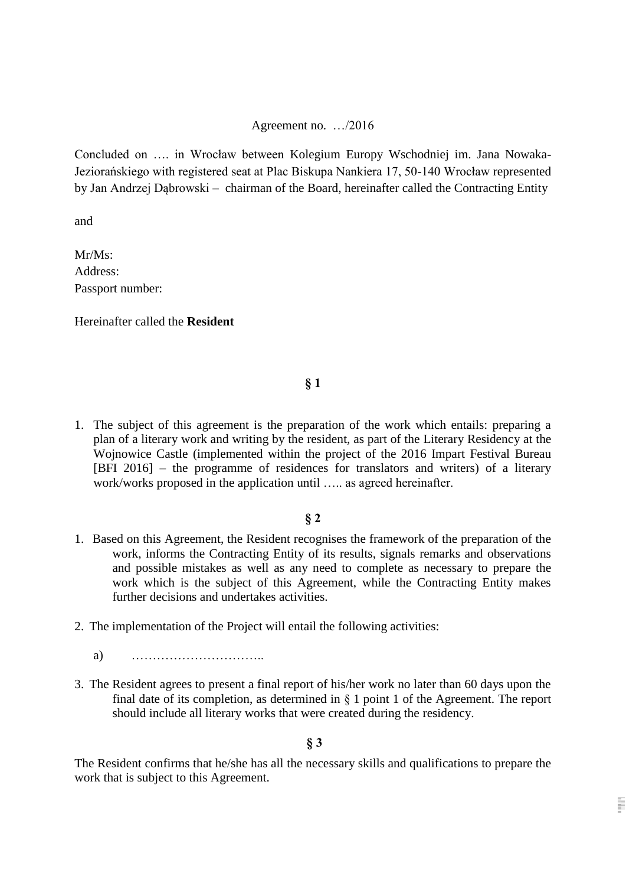Agreement no. …/2016

Concluded on …. in Wrocław between Kolegium Europy Wschodniej im. Jana Nowaka-Jeziorańskiego with registered seat at Plac Biskupa Nankiera 17, 50-140 Wrocław represented by Jan Andrzej Dąbrowski – chairman of the Board, hereinafter called the Contracting Entity

and

Mr/Ms:  
Address:  
Passport number:

Hereinafter called the **Resident**

**§ 1**

1. The subject of this agreement is the preparation of the work which entails: preparing a plan of a literary work and writing by the resident, as part of the Literary Residency at the Wojnowice Castle (implemented within the project of the 2016 Impart Festival Bureau [BFI 2016] – the programme of residences for translators and writers) of a literary work/works proposed in the application until ….. as agreed hereinafter.

**§ 2**

1. Based on this Agreement, the Resident recognises the framework of the preparation of the work, informs the Contracting Entity of its results, signals remarks and observations and possible mistakes as well as any need to complete as necessary to prepare the work which is the subject of this Agreement, while the Contracting Entity makes further decisions and undertakes activities.
2. The implementation of the Project will entail the following activities:
   a) …………………………..
3. The Resident agrees to present a final report of his/her work no later than 60 days upon the final date of its completion, as determined in § 1 point 1 of the Agreement. The report should include all literary works that were created during the residency.

**§ 3**

The Resident confirms that he/she has all the necessary skills and qualifications to prepare the work that is subject to this Agreement.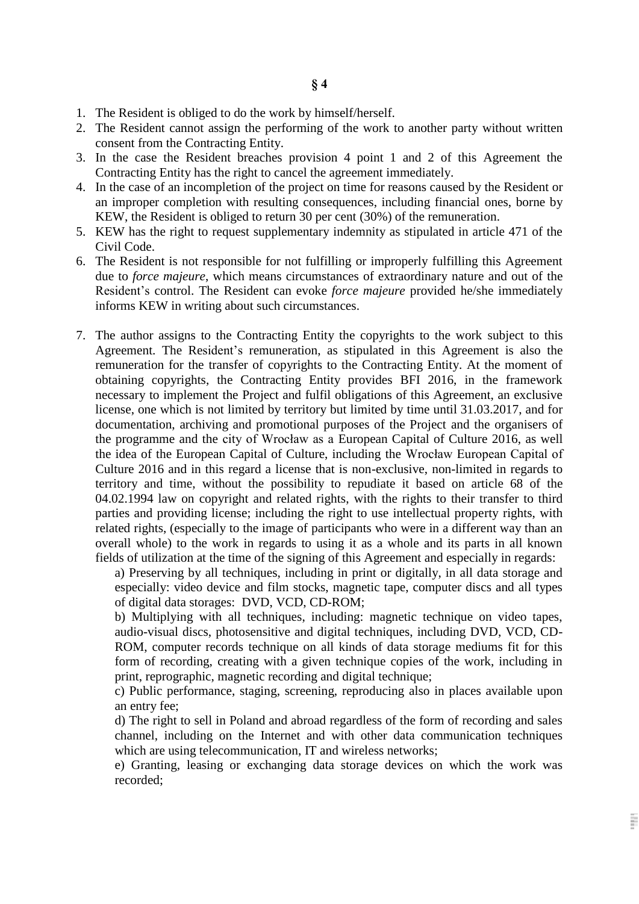## § 4

1. The Resident is obliged to do the work by himself/herself.
2. The Resident cannot assign the performing of the work to another party without written consent from the Contracting Entity.
3. In the case the Resident breaches provision 4 point 1 and 2 of this Agreement the Contracting Entity has the right to cancel the agreement immediately.
4. In the case of an incompletion of the project on time for reasons caused by the Resident or an improper completion with resulting consequences, including financial ones, borne by KEW, the Resident is obliged to return 30 per cent (30%) of the remuneration.
5. KEW has the right to request supplementary indemnity as stipulated in article 471 of the Civil Code.
6. The Resident is not responsible for not fulfilling or improperly fulfilling this Agreement due to *force majeure*, which means circumstances of extraordinary nature and out of the Resident's control. The Resident can evoke *force majeure* provided he/she immediately informs KEW in writing about such circumstances.

7. The author assigns to the Contracting Entity the copyrights to the work subject to this Agreement. The Resident's remuneration, as stipulated in this Agreement is also the remuneration for the transfer of copyrights to the Contracting Entity. At the moment of obtaining copyrights, the Contracting Entity provides BFI 2016, in the framework necessary to implement the Project and fulfil obligations of this Agreement, an exclusive license, one which is not limited by territory but limited by time until 31.03.2017, and for documentation, archiving and promotional purposes of the Project and the organisers of the programme and the city of Wrocław as a European Capital of Culture 2016, as well the idea of the European Capital of Culture, including the Wrocław European Capital of Culture 2016 and in this regard a license that is non-exclusive, non-limited in regards to territory and time, without the possibility to repudiate it based on article 68 of the 04.02.1994 law on copyright and related rights, with the rights to their transfer to third parties and providing license; including the right to use intellectual property rights, with related rights, (especially to the image of participants who were in a different way than an overall whole) to the work in regards to using it as a whole and its parts in all known fields of utilization at the time of the signing of this Agreement and especially in regards:

   a) Preserving by all techniques, including in print or digitally, in all data storage and especially: video device and film stocks, magnetic tape, computer discs and all types of digital data storages: DVD, VCD, CD-ROM;

   b) Multiplying with all techniques, including: magnetic technique on video tapes, audio-visual discs, photosensitive and digital techniques, including DVD, VCD, CD-ROM, computer records technique on all kinds of data storage mediums fit for this form of recording, creating with a given technique copies of the work, including in print, reprographic, magnetic recording and digital technique;

   c) Public performance, staging, screening, reproducing also in places available upon an entry fee;

   d) The right to sell in Poland and abroad regardless of the form of recording and sales channel, including on the Internet and with other data communication techniques which are using telecommunication, IT and wireless networks;

   e) Granting, leasing or exchanging data storage devices on which the work was recorded;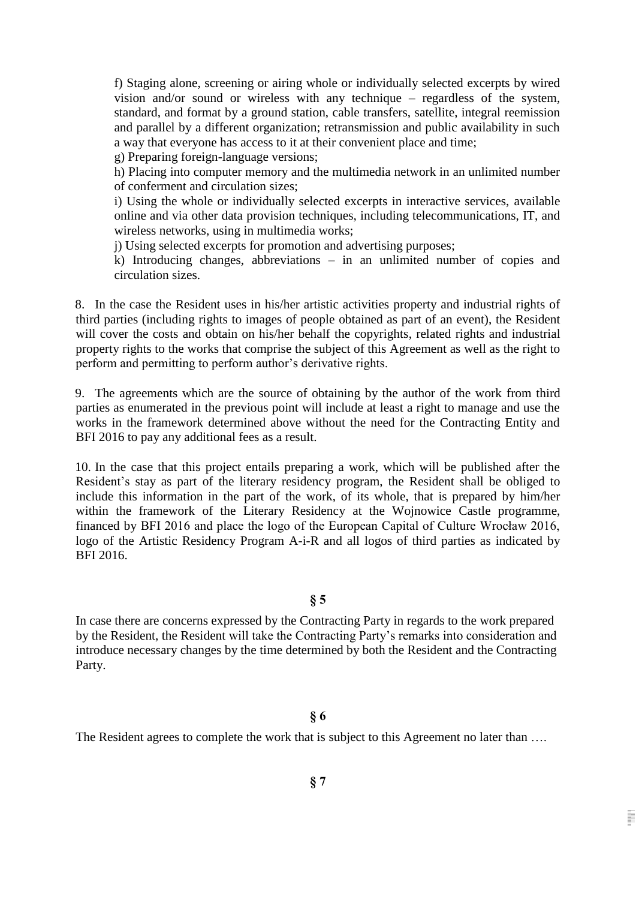f) Staging alone, screening or airing whole or individually selected excerpts by wired vision and/or sound or wireless with any technique – regardless of the system, standard, and format by a ground station, cable transfers, satellite, integral reemission and parallel by a different organization; retransmission and public availability in such a way that everyone has access to it at their convenient place and time;

g) Preparing foreign-language versions;

h) Placing into computer memory and the multimedia network in an unlimited number of conferment and circulation sizes;

i) Using the whole or individually selected excerpts in interactive services, available online and via other data provision techniques, including telecommunications, IT, and wireless networks, using in multimedia works;

j) Using selected excerpts for promotion and advertising purposes;

k) Introducing changes, abbreviations – in an unlimited number of copies and circulation sizes.

8. In the case the Resident uses in his/her artistic activities property and industrial rights of third parties (including rights to images of people obtained as part of an event), the Resident will cover the costs and obtain on his/her behalf the copyrights, related rights and industrial property rights to the works that comprise the subject of this Agreement as well as the right to perform and permitting to perform author's derivative rights.

9. The agreements which are the source of obtaining by the author of the work from third parties as enumerated in the previous point will include at least a right to manage and use the works in the framework determined above without the need for the Contracting Entity and BFI 2016 to pay any additional fees as a result.

10. In the case that this project entails preparing a work, which will be published after the Resident's stay as part of the literary residency program, the Resident shall be obliged to include this information in the part of the work, of its whole, that is prepared by him/her within the framework of the Literary Residency at the Wojnowice Castle programme, financed by BFI 2016 and place the logo of the European Capital of Culture Wrocław 2016, logo of the Artistic Residency Program A-i-R and all logos of third parties as indicated by BFI 2016.

**§ 5**

In case there are concerns expressed by the Contracting Party in regards to the work prepared by the Resident, the Resident will take the Contracting Party's remarks into consideration and introduce necessary changes by the time determined by both the Resident and the Contracting Party.

**§ 6**

The Resident agrees to complete the work that is subject to this Agreement no later than ….

**§ 7**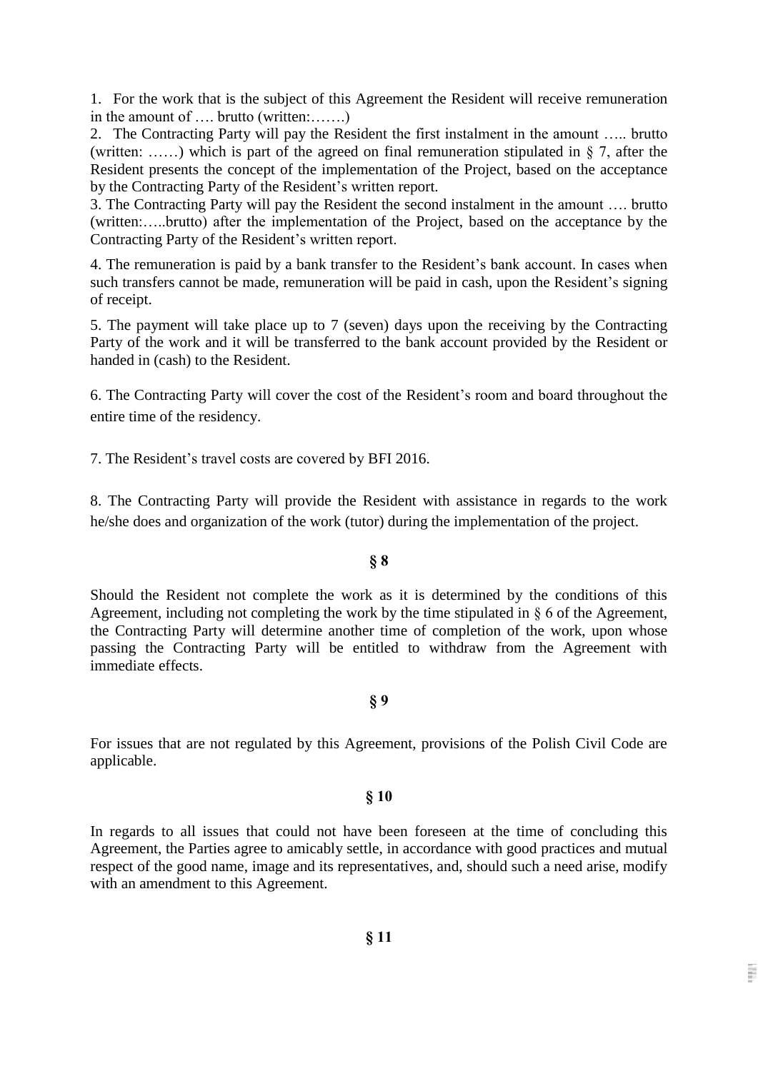1. For the work that is the subject of this Agreement the Resident will receive remuneration in the amount of …. brutto (written:…….)
2. The Contracting Party will pay the Resident the first instalment in the amount ….. brutto (written: ……) which is part of the agreed on final remuneration stipulated in § 7, after the Resident presents the concept of the implementation of the Project, based on the acceptance by the Contracting Party of the Resident's written report.
3. The Contracting Party will pay the Resident the second instalment in the amount …. brutto (written:…..brutto) after the implementation of the Project, based on the acceptance by the Contracting Party of the Resident's written report.

4. The remuneration is paid by a bank transfer to the Resident's bank account. In cases when such transfers cannot be made, remuneration will be paid in cash, upon the Resident's signing of receipt.

5. The payment will take place up to 7 (seven) days upon the receiving by the Contracting Party of the work and it will be transferred to the bank account provided by the Resident or handed in (cash) to the Resident.

6. The Contracting Party will cover the cost of the Resident's room and board throughout the entire time of the residency.

7. The Resident's travel costs are covered by BFI 2016.

8. The Contracting Party will provide the Resident with assistance in regards to the work he/she does and organization of the work (tutor) during the implementation of the project.

**§ 8**

Should the Resident not complete the work as it is determined by the conditions of this Agreement, including not completing the work by the time stipulated in § 6 of the Agreement, the Contracting Party will determine another time of completion of the work, upon whose passing the Contracting Party will be entitled to withdraw from the Agreement with immediate effects.

**§ 9**

For issues that are not regulated by this Agreement, provisions of the Polish Civil Code are applicable.

**§ 10**

In regards to all issues that could not have been foreseen at the time of concluding this Agreement, the Parties agree to amicably settle, in accordance with good practices and mutual respect of the good name, image and its representatives, and, should such a need arise, modify with an amendment to this Agreement.

**§ 11**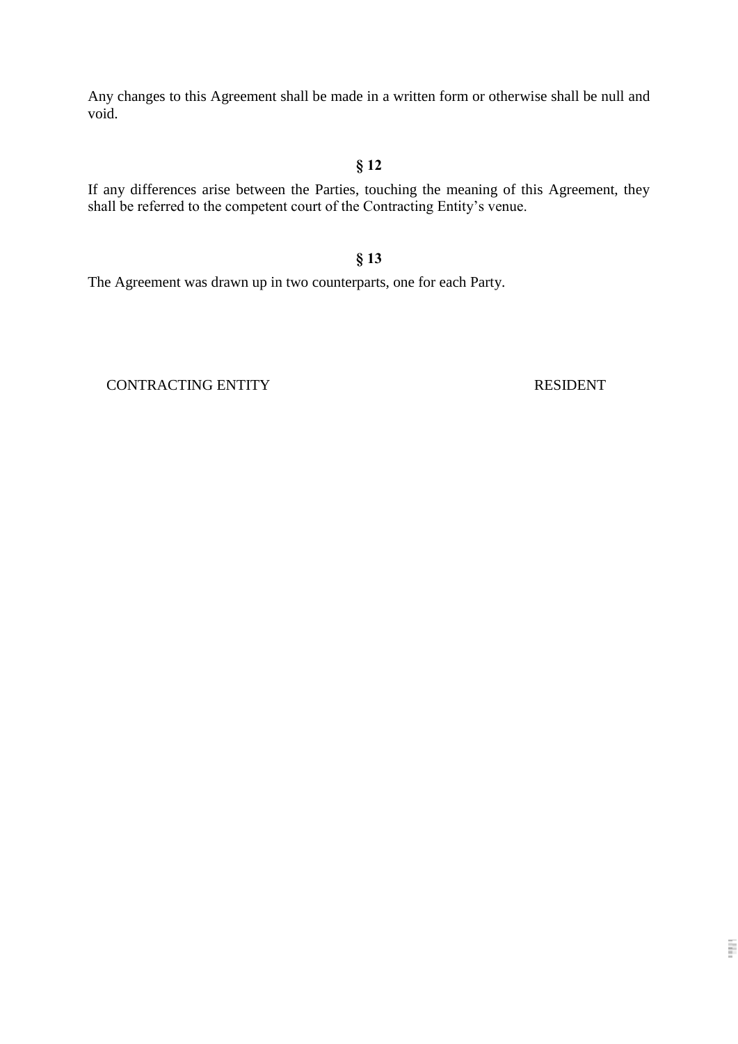Any changes to this Agreement shall be made in a written form or otherwise shall be null and void.

**§ 12**

If any differences arise between the Parties, touching the meaning of this Agreement, they shall be referred to the competent court of the Contracting Entity's venue.

**§ 13**

The Agreement was drawn up in two counterparts, one for each Party.

CONTRACTING ENTITY RESIDENT